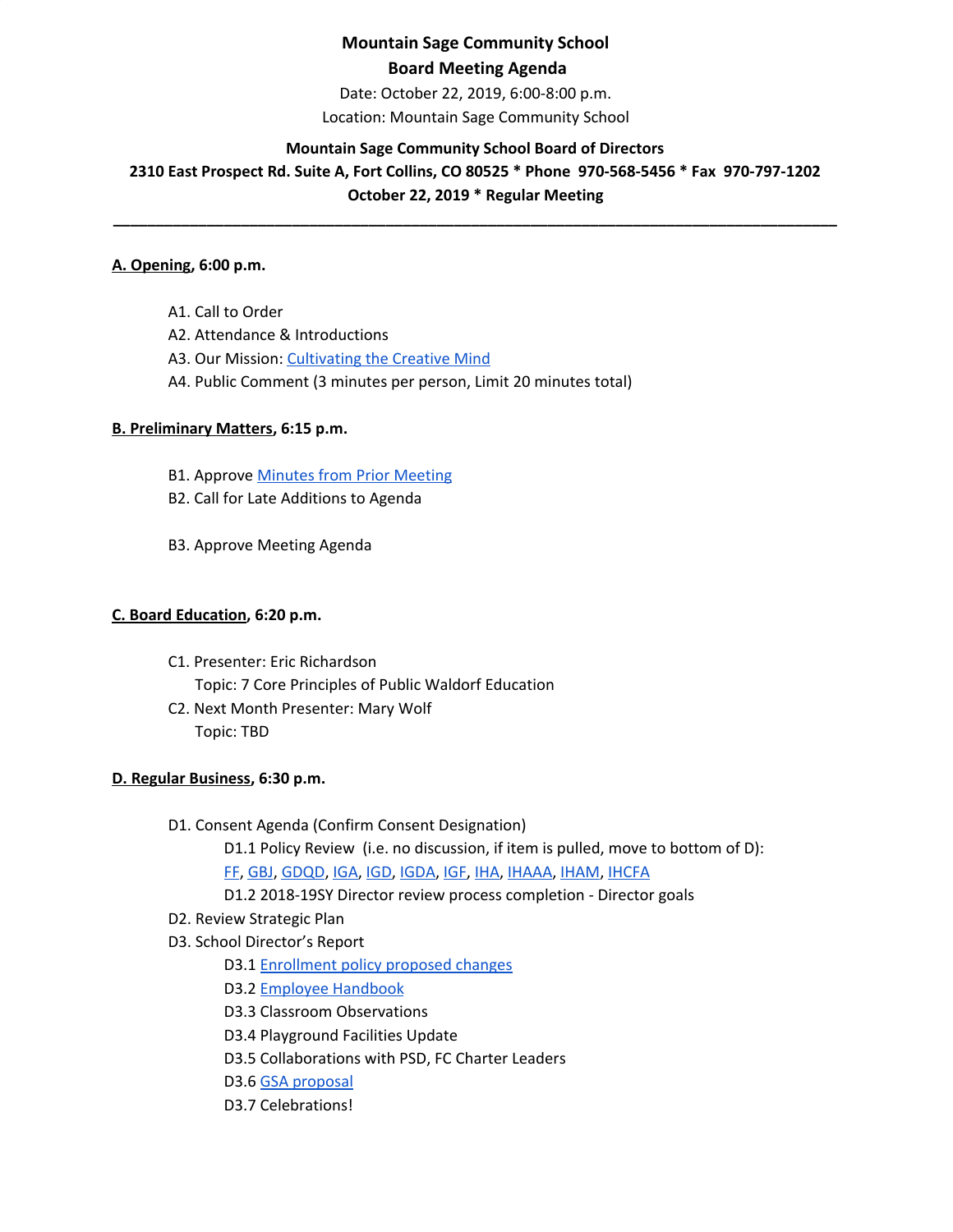**Mountain Sage Community School**

**Board Meeting Agenda**

Date: October 22, 2019, 6:00-8:00 p.m.

Location: Mountain Sage Community School

**Mountain Sage Community School Board of Directors**

**2310 East Prospect Rd. Suite A, Fort Collins, CO 80525 * Phone 970-568-5456 * Fax 970-797-1202**

**October 22, 2019 * Regular Meeting**

---

**A. Opening, 6:00 p.m.**

- A1. Call to Order
- A2. Attendance & Introductions
- A3. Our Mission: Cultivating the Creative Mind
- A4. Public Comment (3 minutes per person, Limit 20 minutes total)

**B. Preliminary Matters, 6:15 p.m.**

- B1. Approve Minutes from Prior Meeting
- B2. Call for Late Additions to Agenda
- B3. Approve Meeting Agenda

**C. Board Education, 6:20 p.m.**

- C1. Presenter: Eric Richardson
  Topic: 7 Core Principles of Public Waldorf Education
- C2. Next Month Presenter: Mary Wolf
  Topic: TBD

**D. Regular Business, 6:30 p.m.**

- D1. Consent Agenda (Confirm Consent Designation)
  - D1.1 Policy Review (i.e. no discussion, if item is pulled, move to bottom of D):
    FF, GBJ, GDQD, IGA, IGD, IGDA, IGF, IHA, IHAAA, IHAM, IHCFA
  - D1.2 2018-19SY Director review process completion - Director goals
- D2. Review Strategic Plan
- D3. School Director's Report
  - D3.1 Enrollment policy proposed changes
  - D3.2 Employee Handbook
  - D3.3 Classroom Observations
  - D3.4 Playground Facilities Update
  - D3.5 Collaborations with PSD, FC Charter Leaders
  - D3.6 GSA proposal
  - D3.7 Celebrations!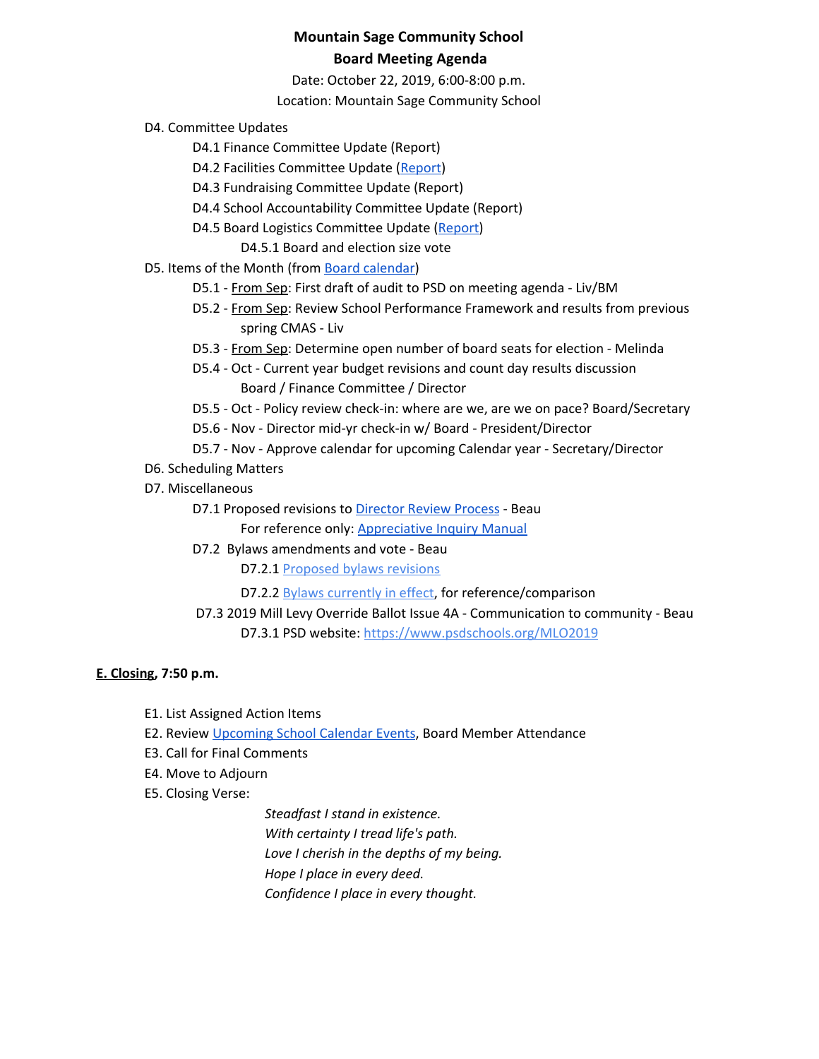**Mountain Sage Community School**
**Board Meeting Agenda**

Date: October 22, 2019, 6:00-8:00 p.m.
Location: Mountain Sage Community School

- D4. Committee Updates
  - D4.1 Finance Committee Update (Report)
  - D4.2 Facilities Committee Update (Report)
  - D4.3 Fundraising Committee Update (Report)
  - D4.4 School Accountability Committee Update (Report)
  - D4.5 Board Logistics Committee Update (Report)
    - D4.5.1 Board and election size vote
- D5. Items of the Month (from Board calendar)
  - D5.1 - From Sep: First draft of audit to PSD on meeting agenda - Liv/BM
  - D5.2 - From Sep: Review School Performance Framework and results from previous spring CMAS - Liv
  - D5.3 - From Sep: Determine open number of board seats for election - Melinda
  - D5.4 - Oct - Current year budget revisions and count day results discussion Board / Finance Committee / Director
  - D5.5 - Oct - Policy review check-in: where are we, are we on pace? Board/Secretary
  - D5.6 - Nov - Director mid-yr check-in w/ Board - President/Director
  - D5.7 - Nov - Approve calendar for upcoming Calendar year - Secretary/Director
- D6. Scheduling Matters
- D7. Miscellaneous
  - D7.1 Proposed revisions to Director Review Process - Beau
    - For reference only: Appreciative Inquiry Manual
  - D7.2 Bylaws amendments and vote - Beau
    - D7.2.1 Proposed bylaws revisions
    - D7.2.2 Bylaws currently in effect, for reference/comparison
  - D7.3 2019 Mill Levy Override Ballot Issue 4A - Communication to community - Beau
    - D7.3.1 PSD website: https://www.psdschools.org/MLO2019

**E. Closing, 7:50 p.m.**

- E1. List Assigned Action Items
- E2. Review Upcoming School Calendar Events, Board Member Attendance
- E3. Call for Final Comments
- E4. Move to Adjourn
- E5. Closing Verse:

*Steadfast I stand in existence.*
*With certainty I tread life's path.*
*Love I cherish in the depths of my being.*
*Hope I place in every deed.*
*Confidence I place in every thought.*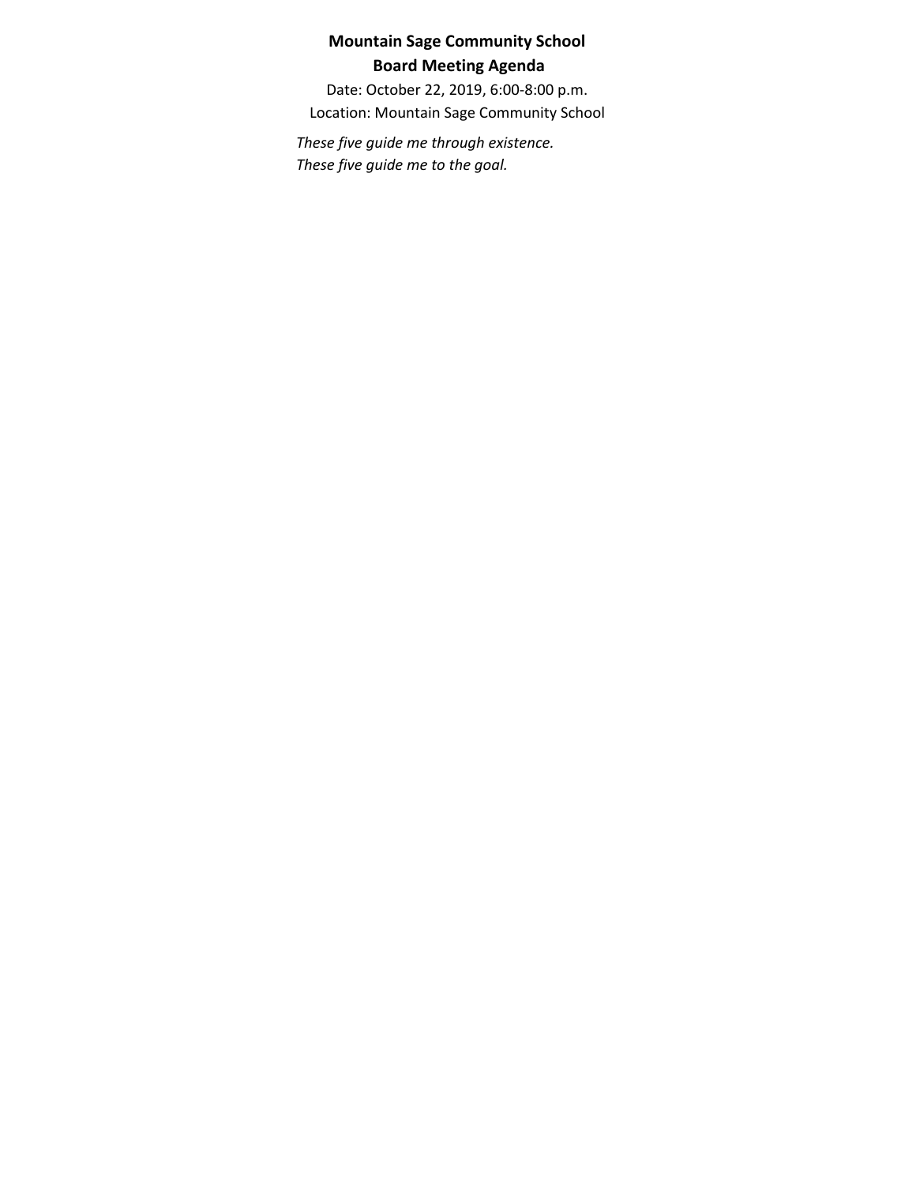**Mountain Sage Community School**
**Board Meeting Agenda**

Date: October 22, 2019, 6:00-8:00 p.m.
Location: Mountain Sage Community School

*These five guide me through existence.*
*These five guide me to the goal.*